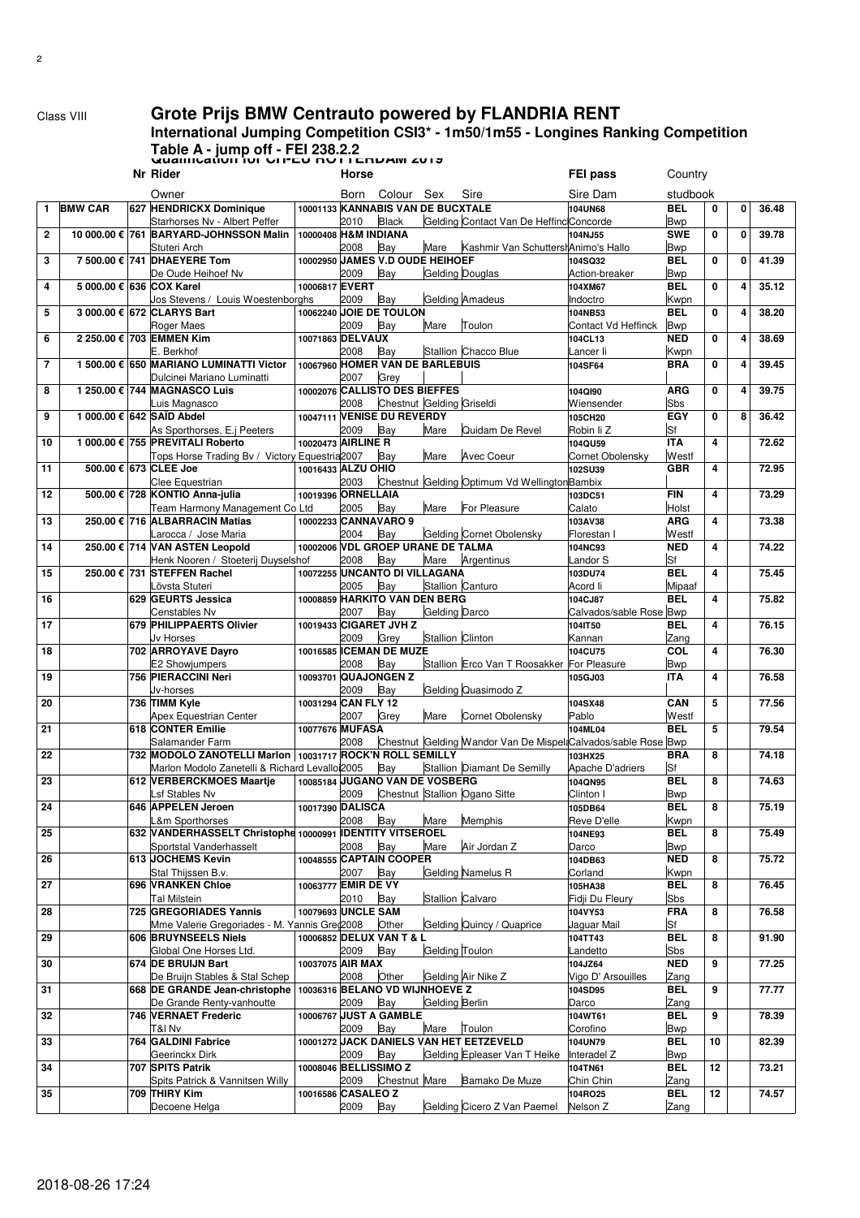Class VIII

# Grote Prijs BMW Centrauto powered by FLANDRIA RENT

## International Jumping Competition CSI3* - 1m50/1m55 - Longines Ranking Competition

### Table A - jump off - FEI 238.2.2

### Qualification for CH-EU ROTTERDAM 2019

| | | Nr | Rider / Owner | Horse | Born | Colour | Sex | Sire | FEI pass / Sire Dam | Country / studbook | | | |
|---|---|---|---|---|---|---|---|---|---|---|---|---|---|
| 1 | BMW CAR | 627 | HENDRICKX Dominique / Starhorses Nv - Albert Peffer | 10001133 KANNABIS VAN DE BUCXTALE | 2010 | Black | Gelding | Contact Van De Heffinc | 104UN68 / Concorde | BEL / Bwp | 0 | 0 | 36.48 |
| 2 | 10 000.00 € | 761 | BARYARD-JOHNSSON Malin / Stuteri Arch | 10000408 H&M INDIANA | 2008 | Bay | Mare | Kashmir Van Schuttersh | 104NJ55 / Animo's Hallo | SWE / Bwp | 0 | 0 | 39.78 |
| 3 | 7 500.00 € | 741 | DHAEYERE Tom / De Oude Heihoef Nv | 10002950 JAMES V.D OUDE HEIHOEF | 2009 | Bay | Gelding | Douglas | 104SQ32 / Action-breaker | BEL / Bwp | 0 | 0 | 41.39 |
| 4 | 5 000.00 € | 636 | COX Karel / Jos Stevens / Louis Woestenborghs | 10006817 EVERT | 2009 | Bay | Gelding | Amadeus | 104XM67 / Indoctro | BEL / Kwpn | 0 | 4 | 35.12 |
| 5 | 3 000.00 € | 672 | CLARYS Bart / Roger Maes | 10062240 JOIE DE TOULON | 2009 | Bay | Mare | Toulon | 104NB53 / Contact Vd Heffinck | BEL / Bwp | 0 | 4 | 38.20 |
| 6 | 2 250.00 € | 703 | EMMEN Kim / E. Berkhof | 10071863 DELVAUX | 2008 | Bay | Stallion | Chacco Blue | 104CL13 / Lancer Ii | NED / Kwpn | 0 | 4 | 38.69 |
| 7 | 1 500.00 € | 650 | MARIANO LUMINATTI Victor / Dulcinei Mariano Luminatti | 10067960 HOMER VAN DE BARLEBUIS | 2007 | Grey | | | 104SF64 | BRA | 0 | 4 | 39.45 |
| 8 | 1 250.00 € | 744 | MAGNASCO Luis / Luis Magnasco | 10002076 CALLISTO DES BIEFFES | 2008 | Chestnut | Gelding | Griseldi | 104QI90 / Wiensender | ARG / Sbs | 0 | 4 | 39.75 |
| 9 | 1 000.00 € | 642 | SAÏD Abdel / As Sporthorses, E.j Peeters | 10047111 VENISE DU REVERDY | 2009 | Bay | Mare | Quidam De Revel | 105CH20 / Robin Ii Z | EGY / Sf | 0 | 8 | 36.42 |
| 10 | 1 000.00 € | 755 | PREVITALI Roberto / Tops Horse Trading Bv / Victory Equestria | 10020473 AIRLINE R | 2007 | Bay | Mare | Avec Coeur | 104QU59 / Cornet Obolensky | ITA / Westf | 4 | | 72.62 |
| 11 | 500.00 € | 673 | CLEE Joe / Clee Equestrian | 10016433 ALZU OHIO | 2003 | Chestnut | Gelding | Optimum Vd Wellington | 102SU39 / Bambix | GBR | 4 | | 72.95 |
| 12 | 500.00 € | 728 | KONTIO Anna-julia / Team Harmony Management Co Ltd | 10019396 ORNELLAIA | 2005 | Bay | Mare | For Pleasure | 103DC51 / Calato | FIN / Holst | 4 | | 73.29 |
| 13 | 250.00 € | 716 | ALBARRACIN Matias / Larocca / Jose Maria | 10002233 CANNAVARO 9 | 2004 | Bay | Gelding | Cornet Obolensky | 103AV38 / Florestan I | ARG / Westf | 4 | | 73.38 |
| 14 | 250.00 € | 714 | VAN ASTEN Leopold / Henk Nooren / Stoeterij Duyselshof | 10002006 VDL GROEP URANE DE TALMA | 2008 | Bay | Mare | Argentinus | 104NC93 / Landor S | NED / Sf | 4 | | 74.22 |
| 15 | 250.00 € | 731 | STEFFEN Rachel / Lövsta Stuteri | 10072255 UNCANTO DI VILLAGANA | 2005 | Bay | Stallion | Canturo | 103DU74 / Acord Ii | BEL / Mipaaf | 4 | | 75.45 |
| 16 | | 629 | GEURTS Jessica / Censtables Nv | 10008859 HARKITO VAN DEN BERG | 2007 | Bay | Gelding | Darco | 104CJ87 / Calvados/sable Rose | BEL / Bwp | 4 | | 75.82 |
| 17 | | 679 | PHILIPPAERTS Olivier / Jv Horses | 10019433 CIGARET JVH Z | 2009 | Grey | Stallion | Clinton | 104IT50 / Kannan | BEL / Zang | 4 | | 76.15 |
| 18 | | 702 | ARROYAVE Dayro / E2 Showjumpers | 10016585 ICEMAN DE MUZE | 2008 | Bay | Stallion | Erco Van T Roosakker | 104CU75 / For Pleasure | COL / Bwp | 4 | | 76.30 |
| 19 | | 756 | PIERACCINI Neri / Jv-horses | 10093701 QUAJONGEN Z | 2009 | Bay | Gelding | Quasimodo Z | 105GJ03 | ITA | 4 | | 76.58 |
| 20 | | 736 | TIMM Kyle / Apex Equestrian Center | 10031294 CAN FLY 12 | 2007 | Grey | Mare | Cornet Obolensky | 104SX48 / Pablo | CAN / Westf | 5 | | 77.56 |
| 21 | | 618 | CONTER Emilie / Salamander Farm | 10077676 MUFASA | 2008 | Chestnut | Gelding | Wandor Van De Mispel | 104ML04 / Calvados/sable Rose | BEL / Bwp | 5 | | 79.54 |
| 22 | | 732 | MODOLO ZANOTELLI Marlon / Marlon Modolo Zanetelli & Richard Levallo | 10031717 ROCK'N ROLL SEMILLY | 2005 | Bay | Stallion | Diamant De Semilly | 103HX25 / Apache D'adriers | BRA / Sf | 8 | | 74.18 |
| 23 | | 612 | VERBERCKMOES Maartje / Lsf Stables Nv | 10085184 JUGANO VAN DE VOSBERG | 2009 | Chestnut | Stallion | Ogano Sitte | 104QN95 / Clinton I | BEL / Bwp | 8 | | 74.63 |
| 24 | | 646 | APPELEN Jeroen / L&m Sporthorses | 10017390 DALISCA | 2008 | Bay | Mare | Memphis | 105DB64 / Reve D'elle | BEL / Kwpn | 8 | | 75.19 |
| 25 | | 632 | VANDERHASSELT Christophe / Sportstal Vanderhasselt | 10000991 IDENTITY VITSEROEL | 2008 | Bay | Mare | Air Jordan Z | 104NE93 / Darco | BEL / Bwp | 8 | | 75.49 |
| 26 | | 613 | JOCHEMS Kevin / Stal Thijssen B.v. | 10048555 CAPTAIN COOPER | 2007 | Bay | Gelding | Namelus R | 104DB63 / Corland | NED / Kwpn | 8 | | 75.72 |
| 27 | | 696 | VRANKEN Chloe / Tal Milstein | 10063777 EMIR DE VY | 2010 | Bay | Stallion | Calvaro | 105HA38 / Fidji Du Fleury | BEL / Sbs | 8 | | 76.45 |
| 28 | | 725 | GREGORIADES Yannis / Mme Valerie Gregoriades - M. Yannis Greg | 10079693 UNCLE SAM | 2008 | Other | Gelding | Quincy / Quaprice | 104VY53 / Jaguar Mail | FRA / Sf | 8 | | 76.58 |
| 29 | | 606 | BRUYNSEELS Niels / Global One Horses Ltd. | 10006852 DELUX VAN T & L | 2009 | Bay | Gelding | Toulon | 104TT43 / Landetto | BEL / Sbs | 8 | | 91.90 |
| 30 | | 674 | DE BRUIJN Bart / De Bruijn Stables & Stal Schep | 10037075 AIR MAX | 2008 | Other | Gelding | Air Nike Z | 104JZ64 / Vigo D' Arsouilles | NED / Zang | 9 | | 77.25 |
| 31 | | 668 | DE GRANDE Jean-christophe / De Grande Renty-vanhoutte | 10036316 BELANO VD WIJNHOEVE Z | 2009 | Bay | Gelding | Berlin | 104SD95 / Darco | BEL / Zang | 9 | | 77.77 |
| 32 | | 746 | VERNAET Frederic / T&I Nv | 10006767 JUST A GAMBLE | 2009 | Bay | Mare | Toulon | 104WT61 / Corofino | BEL / Bwp | 9 | | 78.39 |
| 33 | | 764 | GALDINI Fabrice / Geerinckx Dirk | 10001272 JACK DANIELS VAN HET EETZEVELD | 2009 | Bay | Gelding | Epleaser Van T Heike | 104UN79 / Interadel Z | BEL / Bwp | 10 | | 82.39 |
| 34 | | 707 | SPITS Patrik / Spits Patrick & Vannitsen Willy | 10008046 BELLISSIMO Z | 2009 | Chestnut | Mare | Bamako De Muze | 104TN61 / Chin Chin | BEL / Zang | 12 | | 73.21 |
| 35 | | 709 | THIRY Kim / Decoene Helga | 10016586 CASALEO Z | 2009 | Bay | Gelding | Cicero Z Van Paemel | 104RO25 / Nelson Z | BEL / Zang | 12 | | 74.57 |

2018-08-26 17:24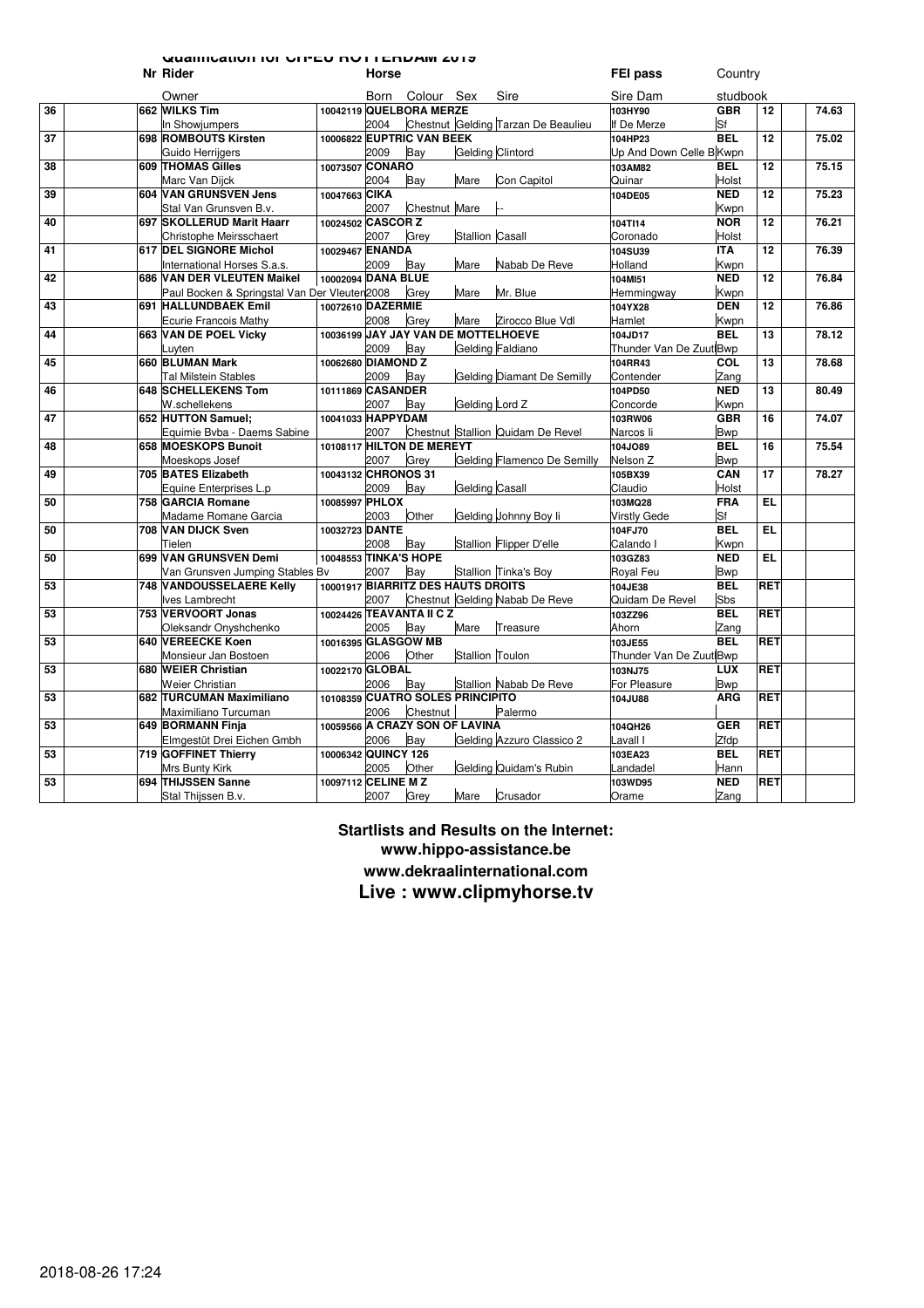**Qualification for CH-EU ROTTERDAM 2019**

| | Nr | Rider / Owner | | Horse (Born, Colour, Sex, Sire) | | | | FEI pass / Sire Dam | Country / studbook | | |
|---|---|---|---|---|---|---|---|---|---|---|---|
| | | Owner | | Born | Colour | Sex | Sire | Sire Dam | studbook | | |
| 36 | 662 | **WILKS Tim** / In Showjumpers | 10042119 | **QUELBORA MERZE** 2004 | Chestnut | Gelding | Tarzan De Beaulieu | 103HY90 / If De Merze | GBR / Sf | 12 | 74.63 |
| 37 | 698 | **ROMBOUTS Kirsten** / Guido Herrijgers | 10006822 | **EUPTRIC VAN BEEK** 2009 | Bay | Gelding | Clintord | 104HP23 / Up And Down Celle B | BEL / Kwpn | 12 | 75.02 |
| 38 | 609 | **THOMAS Gilles** / Marc Van Dijck | 10073507 | **CONARO** 2004 | Bay | Mare | Con Capitol | 103AM82 / Quinar | BEL / Holst | 12 | 75.15 |
| 39 | 604 | **VAN GRUNSVEN Jens** / Stal Van Grunsven B.v. | 10047663 | **CIKA** 2007 | Chestnut | Mare | -- | 104DE05 | NED / Kwpn | 12 | 75.23 |
| 40 | 697 | **SKOLLERUD Marit Haarr** / Christophe Meirsschaert | 10024502 | **CASCOR Z** 2007 | Grey | Stallion | Casall | 104TI14 / Coronado | NOR / Holst | 12 | 76.21 |
| 41 | 617 | **DEL SIGNORE Michol** / International Horses S.a.s. | 10029467 | **ENANDA** 2009 | Bay | Mare | Nabab De Reve | 104SU39 / Holland | ITA / Kwpn | 12 | 76.39 |
| 42 | 686 | **VAN DER VLEUTEN Maikel** / Paul Bocken & Springstal Van Der Vleuten | 10002094 | **DANA BLUE** 2008 | Grey | Mare | Mr. Blue | 104MI51 / Hemmingway | NED / Kwpn | 12 | 76.84 |
| 43 | 691 | **HALLUNDBAEK Emil** / Ecurie Francois Mathy | 10072610 | **DAZERMIE** 2008 | Grey | Mare | Zirocco Blue Vdl | 104YX28 / Hamlet | DEN / Kwpn | 12 | 76.86 |
| 44 | 663 | **VAN DE POEL Vicky** / Luyten | 10036199 | **JAY JAY VAN DE MOTTELHOEVE** 2009 | Bay | Gelding | Faldiano | 104JD17 / Thunder Van De Zuuth | BEL / Bwp | 13 | 78.12 |
| 45 | 660 | **BLUMAN Mark** / Tal Milstein Stables | 10062680 | **DIAMOND Z** 2009 | Bay | Gelding | Diamant De Semilly | 104RR43 / Contender | COL / Zang | 13 | 78.68 |
| 46 | 648 | **SCHELLEKENS Tom** / W.schellekens | 10111869 | **CASANDER** 2007 | Bay | Gelding | Lord Z | 104PD50 / Concorde | NED / Kwpn | 13 | 80.49 |
| 47 | 652 | **HUTTON Samuel;** / Equimie Bvba - Daems Sabine | 10041033 | **HAPPYDAM** 2007 | Chestnut | Stallion | Quidam De Revel | 103RW06 / Narcos Ii | GBR / Bwp | 16 | 74.07 |
| 48 | 658 | **MOESKOPS Bunoit** / Moeskops Josef | 10108117 | **HILTON DE MEREYT** 2007 | Grey | Gelding | Flamenco De Semilly | 104JO89 / Nelson Z | BEL / Bwp | 16 | 75.54 |
| 49 | 705 | **BATES Elizabeth** / Equine Enterprises L.p | 10043132 | **CHRONOS 31** 2009 | Bay | Gelding | Casall | 105BX39 / Claudio | CAN / Holst | 17 | 78.27 |
| 50 | 758 | **GARCIA Romane** / Madame Romane Garcia | 10085997 | **PHLOX** 2003 | Other | Gelding | Johnny Boy Ii | 103MQ28 / Virstly Gede | FRA / Sf | EL | |
| 50 | 708 | **VAN DIJCK Sven** / Tielen | 10032723 | **DANTE** 2008 | Bay | Stallion | Flipper D'elle | 104FJ70 / Calando I | BEL / Kwpn | EL | |
| 50 | 699 | **VAN GRUNSVEN Demi** / Van Grunsven Jumping Stables Bv | 10048553 | **TINKA'S HOPE** 2007 | Bay | Stallion | Tinka's Boy | 103GZ83 / Royal Feu | NED / Bwp | EL | |
| 53 | 748 | **VANDOUSSELAERE Kelly** / Ives Lambrecht | 10001917 | **BIARRITZ DES HAUTS DROITS** 2007 | Chestnut | Gelding | Nabab De Reve | 104JE38 / Quidam De Revel | BEL / Sbs | RET | |
| 53 | 753 | **VERVOORT Jonas** / Oleksandr Onyshchenko | 10024426 | **TEAVANTA II C Z** 2005 | Bay | Mare | Treasure | 103ZZ96 / Ahorn | BEL / Zang | RET | |
| 53 | 640 | **VEREECKE Koen** / Monsieur Jan Bostoen | 10016395 | **GLASGOW MB** 2006 | Other | Stallion | Toulon | 103JE55 / Thunder Van De Zuuth | BEL / Bwp | RET | |
| 53 | 680 | **WEIER Christian** / Weier Christian | 10022170 | **GLOBAL** 2006 | Bay | Stallion | Nabab De Reve | 103NJ75 / For Pleasure | LUX / Bwp | RET | |
| 53 | 682 | **TURCUMAN Maximiliano** / Maximiliano Turcuman | 10108359 | **CUATRO SOLES PRINCIPITO** 2006 | Chestnut | | Palermo | 104JU88 | ARG | RET | |
| 53 | 649 | **BORMANN Finja** / Elmgestüt Drei Eichen Gmbh | 10059566 | **A CRAZY SON OF LAVINA** 2006 | Bay | Gelding | Azzuro Classico 2 | 104QH26 / Lavall I | GER / Zfdp | RET | |
| 53 | 719 | **GOFFINET Thierry** / Mrs Bunty Kirk | 10006342 | **QUINCY 126** 2005 | Other | Gelding | Quidam's Rubin | 103EA23 / Landadel | BEL / Hann | RET | |
| 53 | 694 | **THIJSSEN Sanne** / Stal Thijssen B.v. | 10097112 | **CELINE M Z** 2007 | Grey | Mare | Crusador | 103WD95 / Orame | NED / Zang | RET | |

**Startlists and Results on the Internet:**
**www.hippo-assistance.be**
**www.dekraalinternational.com**
**Live : www.clipmyhorse.tv**

2018-08-26 17:24